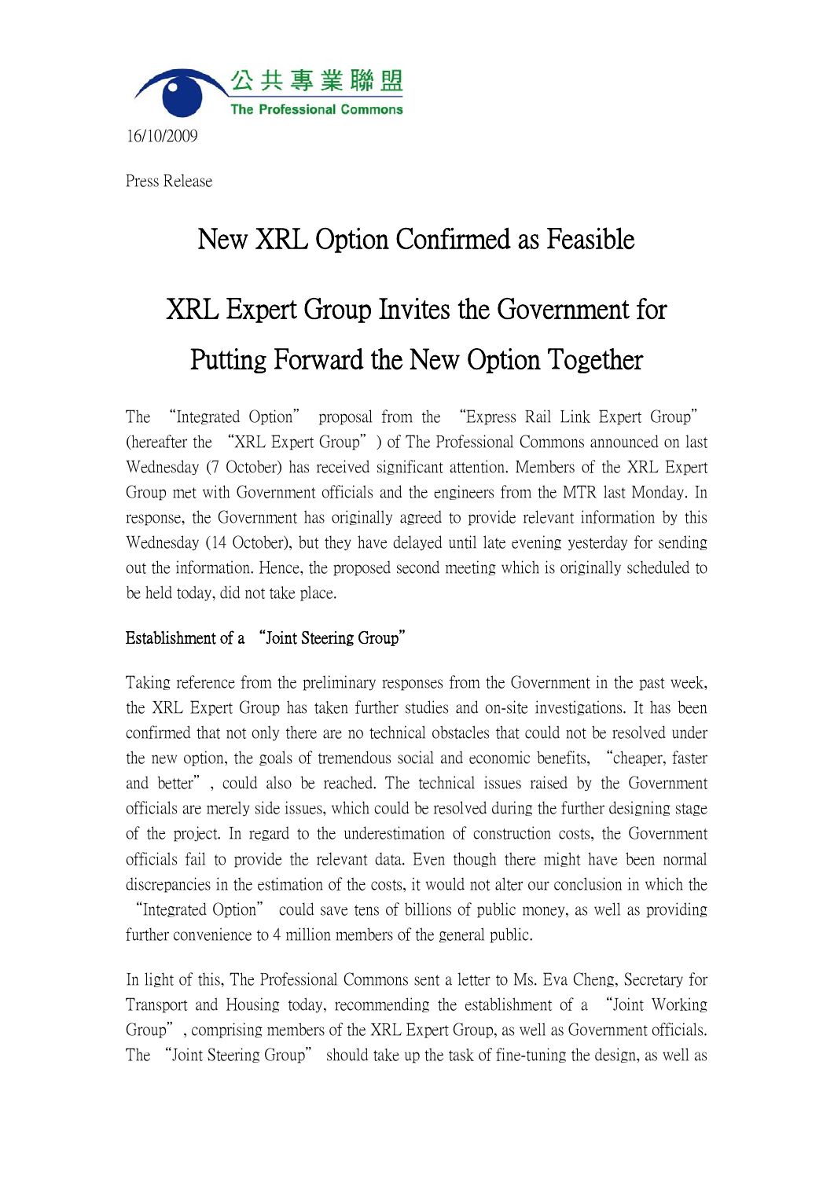公共專業聯盟
The Professional Commons

16/10/2009

Press Release

# New XRL Option Confirmed as Feasible

# XRL Expert Group Invites the Government for Putting Forward the New Option Together

The "Integrated Option" proposal from the "Express Rail Link Expert Group" (hereafter the "XRL Expert Group") of The Professional Commons announced on last Wednesday (7 October) has received significant attention. Members of the XRL Expert Group met with Government officials and the engineers from the MTR last Monday. In response, the Government has originally agreed to provide relevant information by this Wednesday (14 October), but they have delayed until late evening yesterday for sending out the information. Hence, the proposed second meeting which is originally scheduled to be held today, did not take place.

## Establishment of a "Joint Steering Group"

Taking reference from the preliminary responses from the Government in the past week, the XRL Expert Group has taken further studies and on-site investigations. It has been confirmed that not only there are no technical obstacles that could not be resolved under the new option, the goals of tremendous social and economic benefits, "cheaper, faster and better", could also be reached. The technical issues raised by the Government officials are merely side issues, which could be resolved during the further designing stage of the project. In regard to the underestimation of construction costs, the Government officials fail to provide the relevant data. Even though there might have been normal discrepancies in the estimation of the costs, it would not alter our conclusion in which the "Integrated Option" could save tens of billions of public money, as well as providing further convenience to 4 million members of the general public.

In light of this, The Professional Commons sent a letter to Ms. Eva Cheng, Secretary for Transport and Housing today, recommending the establishment of a "Joint Working Group", comprising members of the XRL Expert Group, as well as Government officials. The "Joint Steering Group" should take up the task of fine-tuning the design, as well as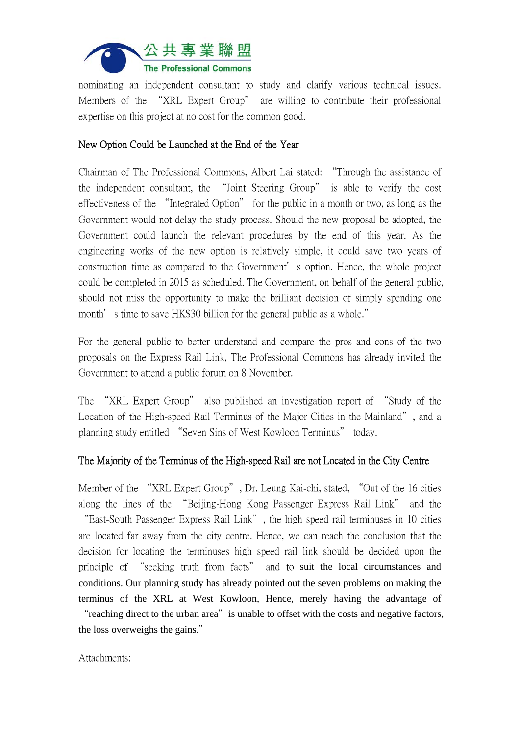nominating an independent consultant to study and clarify various technical issues. Members of the "XRL Expert Group" are willing to contribute their professional expertise on this project at no cost for the common good.

## New Option Could be Launched at the End of the Year

Chairman of The Professional Commons, Albert Lai stated: "Through the assistance of the independent consultant, the "Joint Steering Group" is able to verify the cost effectiveness of the "Integrated Option" for the public in a month or two, as long as the Government would not delay the study process. Should the new proposal be adopted, the Government could launch the relevant procedures by the end of this year. As the engineering works of the new option is relatively simple, it could save two years of construction time as compared to the Government's option. Hence, the whole project could be completed in 2015 as scheduled. The Government, on behalf of the general public, should not miss the opportunity to make the brilliant decision of simply spending one month's time to save HK$30 billion for the general public as a whole."

For the general public to better understand and compare the pros and cons of the two proposals on the Express Rail Link, The Professional Commons has already invited the Government to attend a public forum on 8 November.

The "XRL Expert Group" also published an investigation report of "Study of the Location of the High-speed Rail Terminus of the Major Cities in the Mainland", and a planning study entitled "Seven Sins of West Kowloon Terminus" today.

## The Majority of the Terminus of the High-speed Rail are not Located in the City Centre

Member of the "XRL Expert Group", Dr. Leung Kai-chi, stated, "Out of the 16 cities along the lines of the "Beijing-Hong Kong Passenger Express Rail Link" and the "East-South Passenger Express Rail Link", the high speed rail terminuses in 10 cities are located far away from the city centre. Hence, we can reach the conclusion that the decision for locating the terminuses high speed rail link should be decided upon the principle of "seeking truth from facts" and to suit the local circumstances and conditions. Our planning study has already pointed out the seven problems on making the terminus of the XRL at West Kowloon, Hence, merely having the advantage of "reaching direct to the urban area" is unable to offset with the costs and negative factors, the loss overweighs the gains."

Attachments: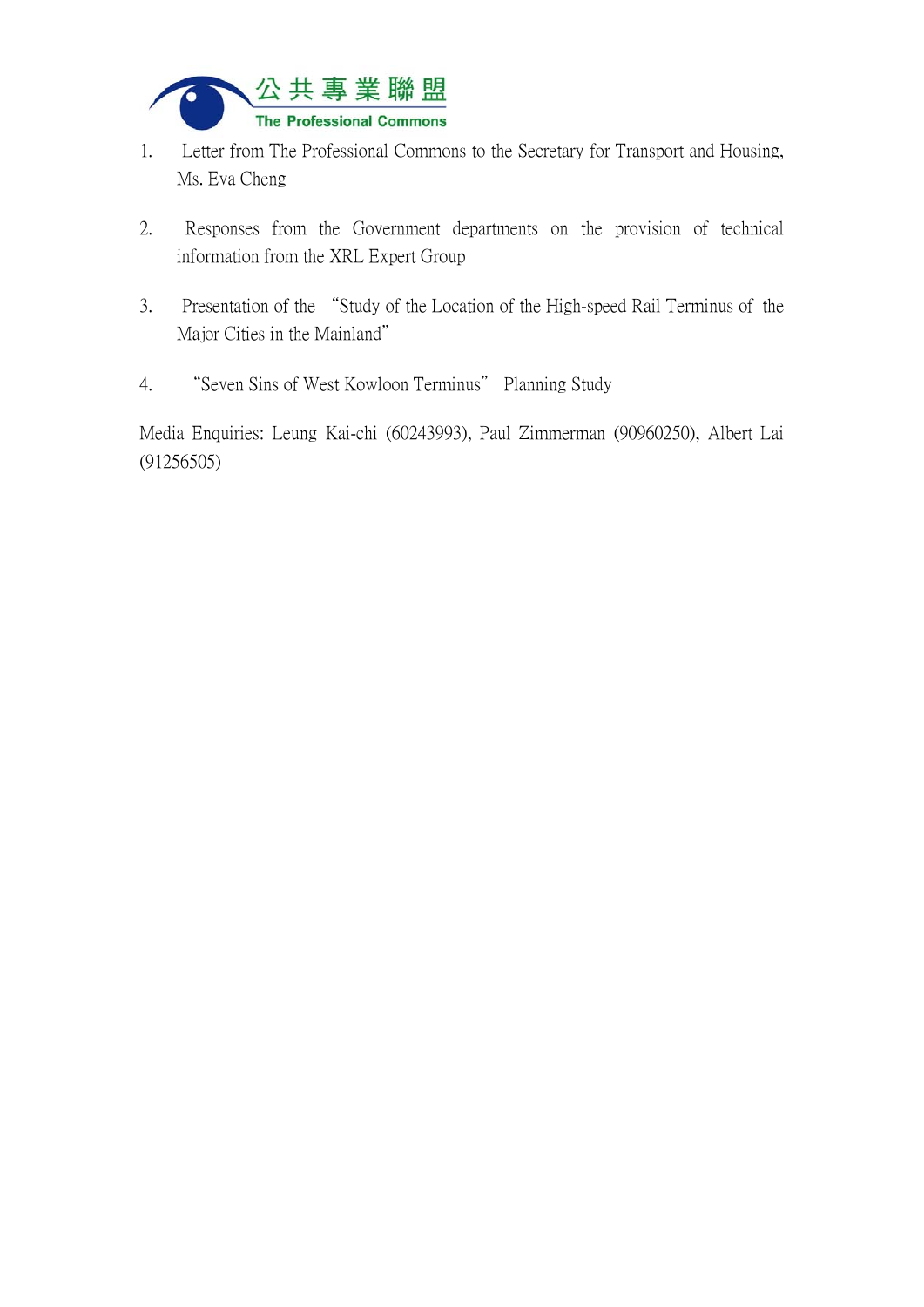公共專業聯盟
The Professional Commons

1. Letter from The Professional Commons to the Secretary for Transport and Housing, Ms. Eva Cheng

2. Responses from the Government departments on the provision of technical information from the XRL Expert Group

3. Presentation of the "Study of the Location of the High-speed Rail Terminus of the Major Cities in the Mainland"

4. "Seven Sins of West Kowloon Terminus" Planning Study

Media Enquiries: Leung Kai-chi (60243993), Paul Zimmerman (90960250), Albert Lai (91256505)